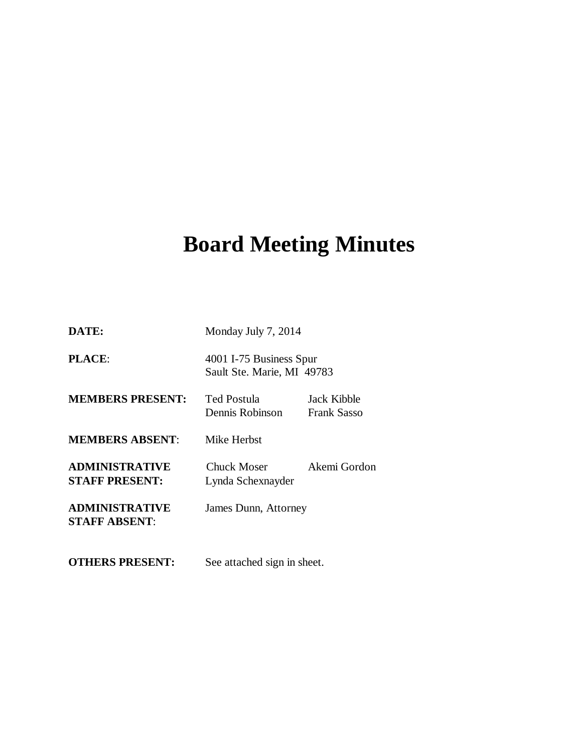# Board Meeting Minutes

**DATE:** Monday July 7, 2014

**PLACE**: 4001 I-75 Business Spur
Sault Ste. Marie, MI 49783

**MEMBERS PRESENT:** Ted Postula, Jack Kibble, Dennis Robinson, Frank Sasso

**MEMBERS ABSENT**: Mike Herbst

**ADMINISTRATIVE STAFF PRESENT:** Chuck Moser, Akemi Gordon, Lynda Schexnayder

**ADMINISTRATIVE STAFF ABSENT**: James Dunn, Attorney

**OTHERS PRESENT:** See attached sign in sheet.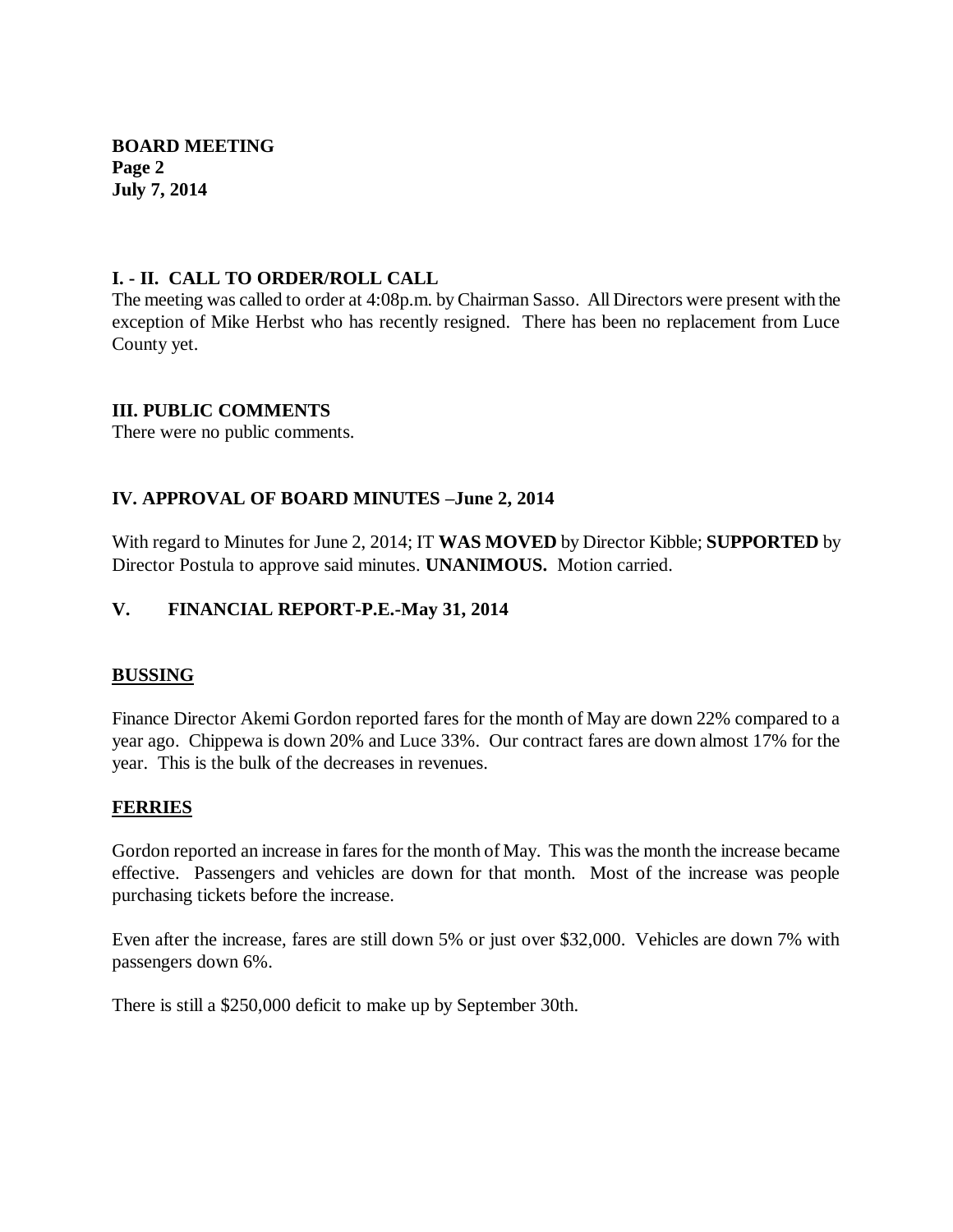**BOARD MEETING**
**Page 2**
**July 7, 2014**

## I. - II. CALL TO ORDER/ROLL CALL

The meeting was called to order at 4:08p.m. by Chairman Sasso. All Directors were present with the exception of Mike Herbst who has recently resigned. There has been no replacement from Luce County yet.

## III. PUBLIC COMMENTS

There were no public comments.

## IV. APPROVAL OF BOARD MINUTES –June 2, 2014

With regard to Minutes for June 2, 2014; IT **WAS MOVED** by Director Kibble; **SUPPORTED** by Director Postula to approve said minutes. **UNANIMOUS.** Motion carried.

## V. FINANCIAL REPORT-P.E.-May 31, 2014

### BUSSING

Finance Director Akemi Gordon reported fares for the month of May are down 22% compared to a year ago. Chippewa is down 20% and Luce 33%. Our contract fares are down almost 17% for the year. This is the bulk of the decreases in revenues.

### FERRIES

Gordon reported an increase in fares for the month of May. This was the month the increase became effective. Passengers and vehicles are down for that month. Most of the increase was people purchasing tickets before the increase.

Even after the increase, fares are still down 5% or just over $32,000. Vehicles are down 7% with passengers down 6%.

There is still a $250,000 deficit to make up by September 30th.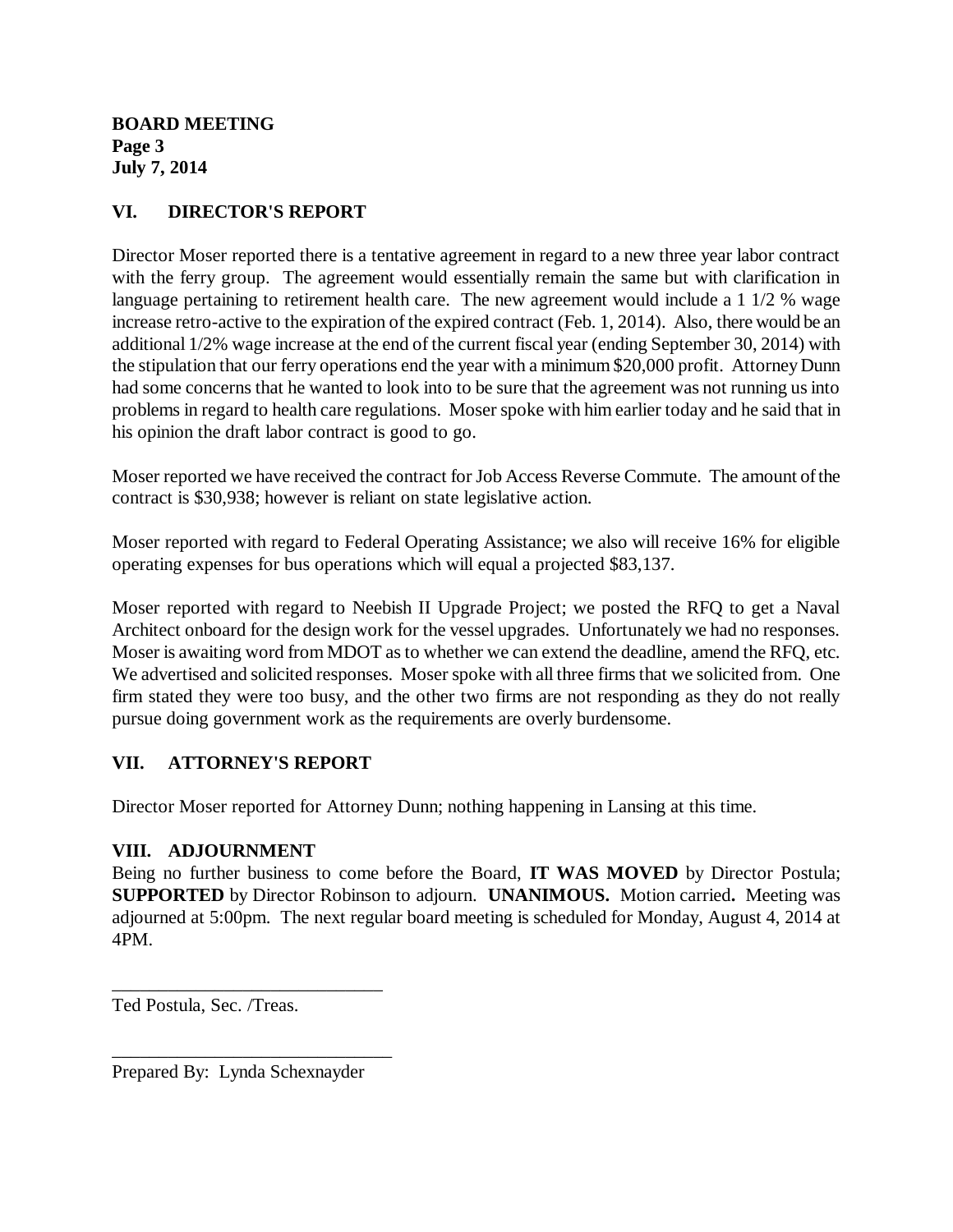## VI. DIRECTOR'S REPORT

Director Moser reported there is a tentative agreement in regard to a new three year labor contract with the ferry group. The agreement would essentially remain the same but with clarification in language pertaining to retirement health care. The new agreement would include a 1 1/2 % wage increase retro-active to the expiration of the expired contract (Feb. 1, 2014). Also, there would be an additional 1/2% wage increase at the end of the current fiscal year (ending September 30, 2014) with the stipulation that our ferry operations end the year with a minimum $20,000 profit. Attorney Dunn had some concerns that he wanted to look into to be sure that the agreement was not running us into problems in regard to health care regulations. Moser spoke with him earlier today and he said that in his opinion the draft labor contract is good to go.

Moser reported we have received the contract for Job Access Reverse Commute. The amount of the contract is $30,938; however is reliant on state legislative action.

Moser reported with regard to Federal Operating Assistance; we also will receive 16% for eligible operating expenses for bus operations which will equal a projected $83,137.

Moser reported with regard to Neebish II Upgrade Project; we posted the RFQ to get a Naval Architect onboard for the design work for the vessel upgrades. Unfortunately we had no responses. Moser is awaiting word from MDOT as to whether we can extend the deadline, amend the RFQ, etc. We advertised and solicited responses. Moser spoke with all three firms that we solicited from. One firm stated they were too busy, and the other two firms are not responding as they do not really pursue doing government work as the requirements are overly burdensome.

## VII. ATTORNEY'S REPORT

Director Moser reported for Attorney Dunn; nothing happening in Lansing at this time.

## VIII. ADJOURNMENT

Being no further business to come before the Board, **IT WAS MOVED** by Director Postula; **SUPPORTED** by Director Robinson to adjourn. **UNANIMOUS.** Motion carried**.** Meeting was adjourned at 5:00pm. The next regular board meeting is scheduled for Monday, August 4, 2014 at 4PM.

______________________________

Ted Postula, Sec. /Treas.

______________________________

Prepared By: Lynda Schexnayder